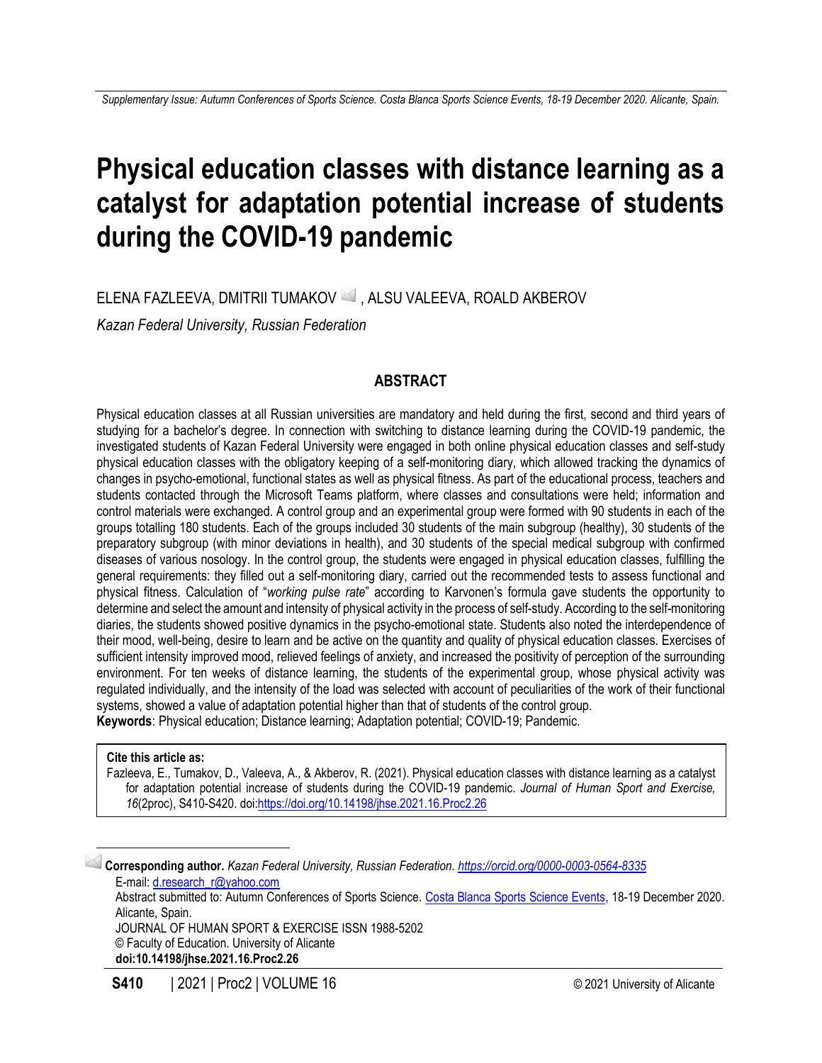# Physical education classes with distance learning as a catalyst for adaptation potential increase of students during the COVID-19 pandemic

ELENA FAZLEEVA, DMITRII TUMAKOV , ALSU VALEEVA, ROALD AKBEROV

*Kazan Federal University, Russian Federation*

## ABSTRACT

Physical education classes at all Russian universities are mandatory and held during the first, second and third years of studying for a bachelor's degree. In connection with switching to distance learning during the COVID-19 pandemic, the investigated students of Kazan Federal University were engaged in both online physical education classes and self-study physical education classes with the obligatory keeping of a self-monitoring diary, which allowed tracking the dynamics of changes in psycho-emotional, functional states as well as physical fitness. As part of the educational process, teachers and students contacted through the Microsoft Teams platform, where classes and consultations were held; information and control materials were exchanged. A control group and an experimental group were formed with 90 students in each of the groups totalling 180 students. Each of the groups included 30 students of the main subgroup (healthy), 30 students of the preparatory subgroup (with minor deviations in health), and 30 students of the special medical subgroup with confirmed diseases of various nosology. In the control group, the students were engaged in physical education classes, fulfilling the general requirements: they filled out a self-monitoring diary, carried out the recommended tests to assess functional and physical fitness. Calculation of "*working pulse rate*" according to Karvonen's formula gave students the opportunity to determine and select the amount and intensity of physical activity in the process of self-study. According to the self-monitoring diaries, the students showed positive dynamics in the psycho-emotional state. Students also noted the interdependence of their mood, well-being, desire to learn and be active on the quantity and quality of physical education classes. Exercises of sufficient intensity improved mood, relieved feelings of anxiety, and increased the positivity of perception of the surrounding environment. For ten weeks of distance learning, the students of the experimental group, whose physical activity was regulated individually, and the intensity of the load was selected with account of peculiarities of the work of their functional systems, showed a value of adaptation potential higher than that of students of the control group.

**Keywords**: Physical education; Distance learning; Adaptation potential; COVID-19; Pandemic.

> **Cite this article as:**
> Fazleeva, E., Tumakov, D., Valeeva, A., & Akberov, R. (2021). Physical education classes with distance learning as a catalyst for adaptation potential increase of students during the COVID-19 pandemic. *Journal of Human Sport and Exercise, 16*(2proc), S410-S420. doi:https://doi.org/10.14198/jhse.2021.16.Proc2.26

---

**Corresponding author.** *Kazan Federal University, Russian Federation. https://orcid.org/0000-0003-0564-8335*
E-mail: d.research_r@yahoo.com
Abstract submitted to: Autumn Conferences of Sports Science. Costa Blanca Sports Science Events, 18-19 December 2020. Alicante, Spain.
JOURNAL OF HUMAN SPORT & EXERCISE ISSN 1988-5202
© Faculty of Education. University of Alicante
**doi:10.14198/jhse.2021.16.Proc2.26**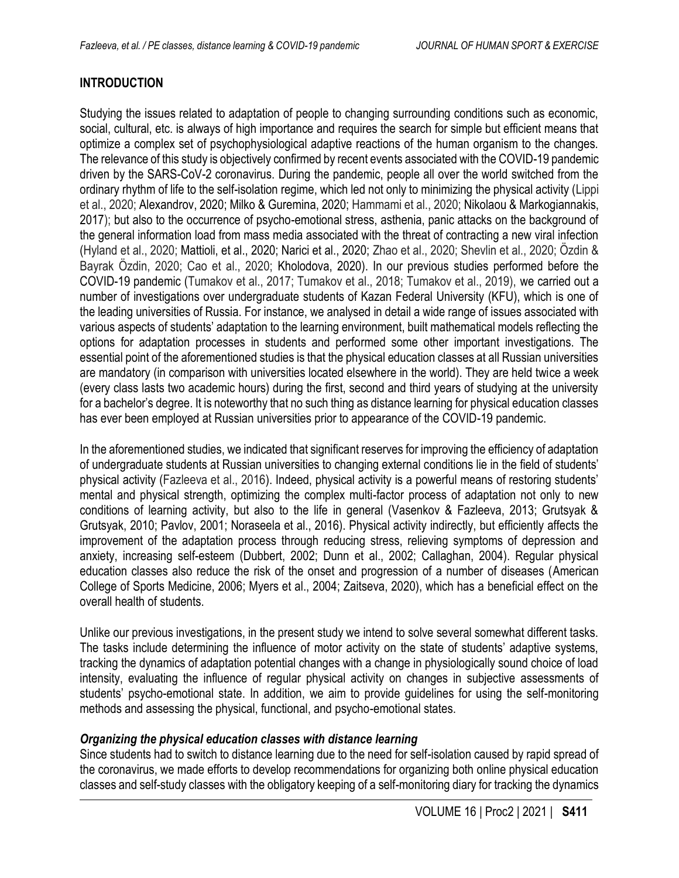## INTRODUCTION

Studying the issues related to adaptation of people to changing surrounding conditions such as economic, social, cultural, etc. is always of high importance and requires the search for simple but efficient means that optimize a complex set of psychophysiological adaptive reactions of the human organism to the changes. The relevance of this study is objectively confirmed by recent events associated with the COVID-19 pandemic driven by the SARS-CoV-2 coronavirus. During the pandemic, people all over the world switched from the ordinary rhythm of life to the self-isolation regime, which led not only to minimizing the physical activity (Lippi et al., 2020; Alexandrov, 2020; Milko & Guremina, 2020; Hammami et al., 2020; Nikolaou & Markogiannakis, 2017); but also to the occurrence of psycho-emotional stress, asthenia, panic attacks on the background of the general information load from mass media associated with the threat of contracting a new viral infection (Hyland et al., 2020; Mattioli, et al., 2020; Narici et al., 2020; Zhao et al., 2020; Shevlin et al., 2020; Özdin & Bayrak Özdin, 2020; Cao et al., 2020; Kholodova, 2020). In our previous studies performed before the COVID-19 pandemic (Tumakov et al., 2017; Tumakov et al., 2018; Tumakov et al., 2019), we carried out a number of investigations over undergraduate students of Kazan Federal University (KFU), which is one of the leading universities of Russia. For instance, we analysed in detail a wide range of issues associated with various aspects of students' adaptation to the learning environment, built mathematical models reflecting the options for adaptation processes in students and performed some other important investigations. The essential point of the aforementioned studies is that the physical education classes at all Russian universities are mandatory (in comparison with universities located elsewhere in the world). They are held twice a week (every class lasts two academic hours) during the first, second and third years of studying at the university for a bachelor's degree. It is noteworthy that no such thing as distance learning for physical education classes has ever been employed at Russian universities prior to appearance of the COVID-19 pandemic.

In the aforementioned studies, we indicated that significant reserves for improving the efficiency of adaptation of undergraduate students at Russian universities to changing external conditions lie in the field of students' physical activity (Fazleeva et al., 2016). Indeed, physical activity is a powerful means of restoring students' mental and physical strength, optimizing the complex multi-factor process of adaptation not only to new conditions of learning activity, but also to the life in general (Vasenkov & Fazleeva, 2013; Grutsyak & Grutsyak, 2010; Pavlov, 2001; Noraseela et al., 2016). Physical activity indirectly, but efficiently affects the improvement of the adaptation process through reducing stress, relieving symptoms of depression and anxiety, increasing self-esteem (Dubbert, 2002; Dunn et al., 2002; Callaghan, 2004). Regular physical education classes also reduce the risk of the onset and progression of a number of diseases (American College of Sports Medicine, 2006; Myers et al., 2004; Zaitseva, 2020), which has a beneficial effect on the overall health of students.

Unlike our previous investigations, in the present study we intend to solve several somewhat different tasks. The tasks include determining the influence of motor activity on the state of students' adaptive systems, tracking the dynamics of adaptation potential changes with a change in physiologically sound choice of load intensity, evaluating the influence of regular physical activity on changes in subjective assessments of students' psycho-emotional state. In addition, we aim to provide guidelines for using the self-monitoring methods and assessing the physical, functional, and psycho-emotional states.

### *Organizing the physical education classes with distance learning*

Since students had to switch to distance learning due to the need for self-isolation caused by rapid spread of the coronavirus, we made efforts to develop recommendations for organizing both online physical education classes and self-study classes with the obligatory keeping of a self-monitoring diary for tracking the dynamics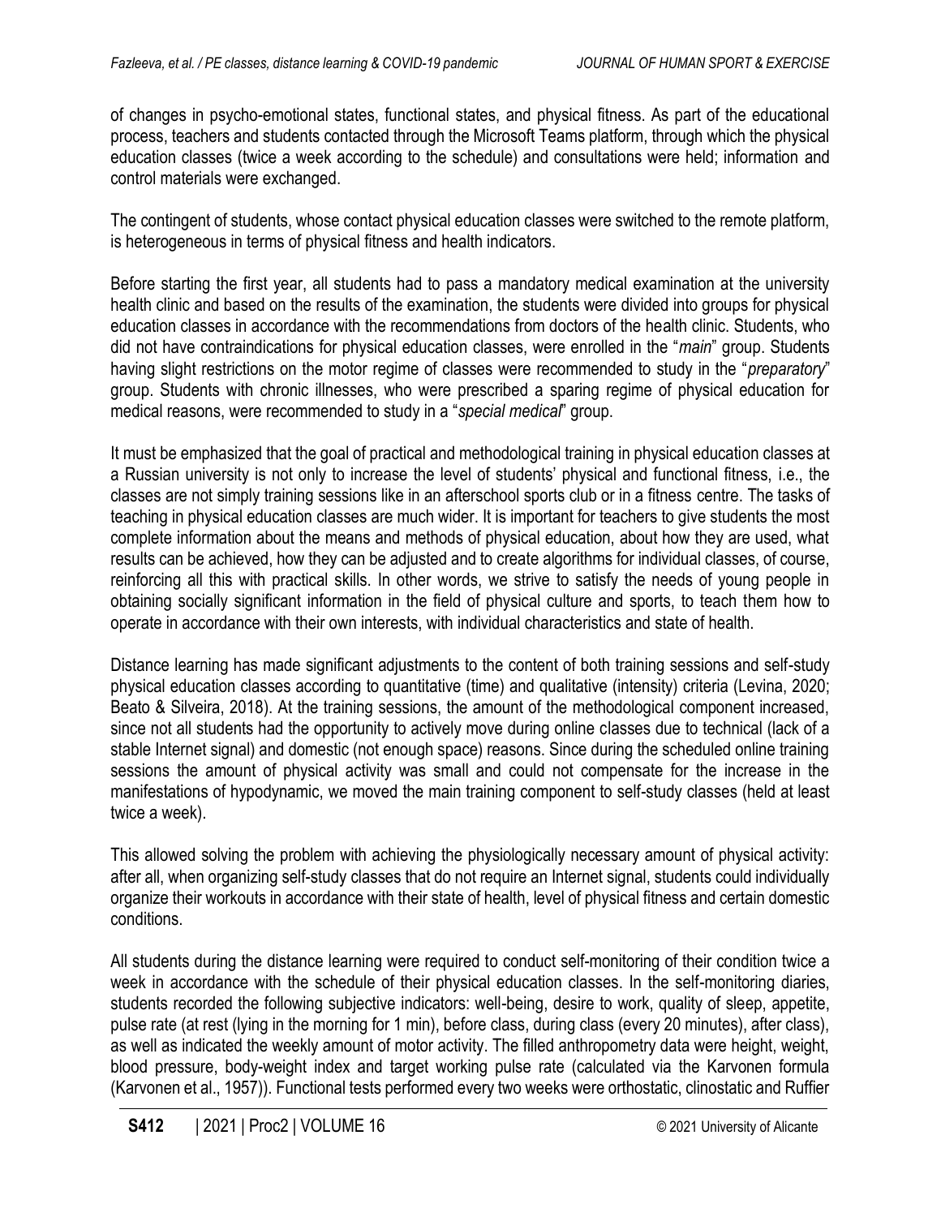of changes in psycho-emotional states, functional states, and physical fitness. As part of the educational process, teachers and students contacted through the Microsoft Teams platform, through which the physical education classes (twice a week according to the schedule) and consultations were held; information and control materials were exchanged.

The contingent of students, whose contact physical education classes were switched to the remote platform, is heterogeneous in terms of physical fitness and health indicators.

Before starting the first year, all students had to pass a mandatory medical examination at the university health clinic and based on the results of the examination, the students were divided into groups for physical education classes in accordance with the recommendations from doctors of the health clinic. Students, who did not have contraindications for physical education classes, were enrolled in the "*main*" group. Students having slight restrictions on the motor regime of classes were recommended to study in the "*preparatory*" group. Students with chronic illnesses, who were prescribed a sparing regime of physical education for medical reasons, were recommended to study in a "*special medical*" group.

It must be emphasized that the goal of practical and methodological training in physical education classes at a Russian university is not only to increase the level of students' physical and functional fitness, i.e., the classes are not simply training sessions like in an afterschool sports club or in a fitness centre. The tasks of teaching in physical education classes are much wider. It is important for teachers to give students the most complete information about the means and methods of physical education, about how they are used, what results can be achieved, how they can be adjusted and to create algorithms for individual classes, of course, reinforcing all this with practical skills. In other words, we strive to satisfy the needs of young people in obtaining socially significant information in the field of physical culture and sports, to teach them how to operate in accordance with their own interests, with individual characteristics and state of health.

Distance learning has made significant adjustments to the content of both training sessions and self-study physical education classes according to quantitative (time) and qualitative (intensity) criteria (Levina, 2020; Beato & Silveira, 2018). At the training sessions, the amount of the methodological component increased, since not all students had the opportunity to actively move during online classes due to technical (lack of a stable Internet signal) and domestic (not enough space) reasons. Since during the scheduled online training sessions the amount of physical activity was small and could not compensate for the increase in the manifestations of hypodynamic, we moved the main training component to self-study classes (held at least twice a week).

This allowed solving the problem with achieving the physiologically necessary amount of physical activity: after all, when organizing self-study classes that do not require an Internet signal, students could individually organize their workouts in accordance with their state of health, level of physical fitness and certain domestic conditions.

All students during the distance learning were required to conduct self-monitoring of their condition twice a week in accordance with the schedule of their physical education classes. In the self-monitoring diaries, students recorded the following subjective indicators: well-being, desire to work, quality of sleep, appetite, pulse rate (at rest (lying in the morning for 1 min), before class, during class (every 20 minutes), after class), as well as indicated the weekly amount of motor activity. The filled anthropometry data were height, weight, blood pressure, body-weight index and target working pulse rate (calculated via the Karvonen formula (Karvonen et al., 1957)). Functional tests performed every two weeks were orthostatic, clinostatic and Ruffier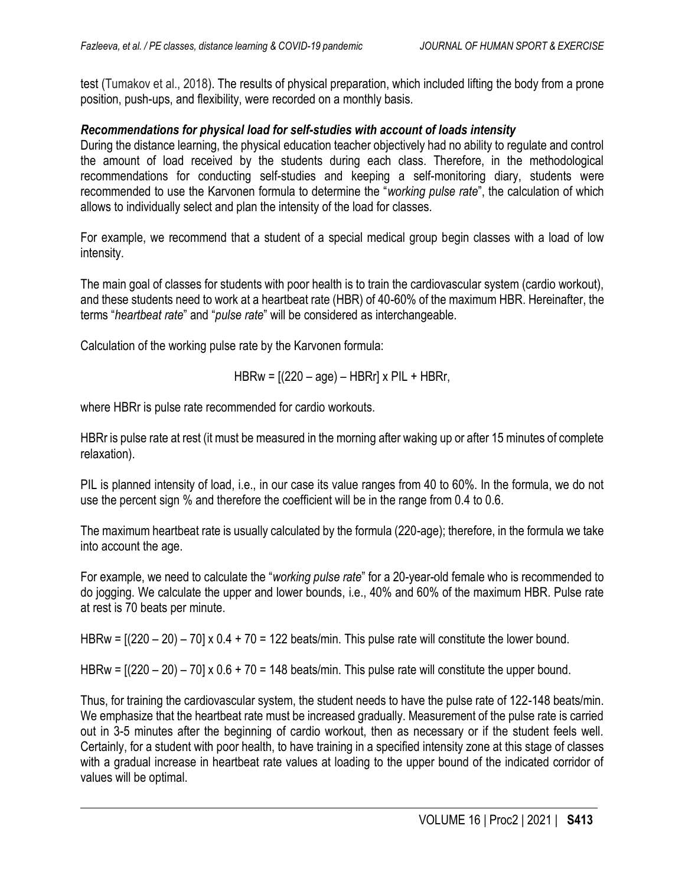test (Tumakov et al., 2018). The results of physical preparation, which included lifting the body from a prone position, push-ups, and flexibility, were recorded on a monthly basis.

### *Recommendations for physical load for self-studies with account of loads intensity*

During the distance learning, the physical education teacher objectively had no ability to regulate and control the amount of load received by the students during each class. Therefore, in the methodological recommendations for conducting self-studies and keeping a self-monitoring diary, students were recommended to use the Karvonen formula to determine the "*working pulse rate*", the calculation of which allows to individually select and plan the intensity of the load for classes.

For example, we recommend that a student of a special medical group begin classes with a load of low intensity.

The main goal of classes for students with poor health is to train the cardiovascular system (cardio workout), and these students need to work at a heartbeat rate (HBR) of 40-60% of the maximum HBR. Hereinafter, the terms "*heartbeat rate*" and "*pulse rate*" will be considered as interchangeable.

Calculation of the working pulse rate by the Karvonen formula:

$$HBRw = [(220 - age) - HBRr] \times PIL + HBRr,$$

where HBRr is pulse rate recommended for cardio workouts.

HBRr is pulse rate at rest (it must be measured in the morning after waking up or after 15 minutes of complete relaxation).

PIL is planned intensity of load, i.e., in our case its value ranges from 40 to 60%. In the formula, we do not use the percent sign % and therefore the coefficient will be in the range from 0.4 to 0.6.

The maximum heartbeat rate is usually calculated by the formula (220-age); therefore, in the formula we take into account the age.

For example, we need to calculate the "*working pulse rate*" for a 20-year-old female who is recommended to do jogging. We calculate the upper and lower bounds, i.e., 40% and 60% of the maximum HBR. Pulse rate at rest is 70 beats per minute.

$HBRw = [(220 - 20) - 70] \times 0.4 + 70 = 122$ beats/min. This pulse rate will constitute the lower bound.

$HBRw = [(220 - 20) - 70] \times 0.6 + 70 = 148$ beats/min. This pulse rate will constitute the upper bound.

Thus, for training the cardiovascular system, the student needs to have the pulse rate of 122-148 beats/min. We emphasize that the heartbeat rate must be increased gradually. Measurement of the pulse rate is carried out in 3-5 minutes after the beginning of cardio workout, then as necessary or if the student feels well. Certainly, for a student with poor health, to have training in a specified intensity zone at this stage of classes with a gradual increase in heartbeat rate values at loading to the upper bound of the indicated corridor of values will be optimal.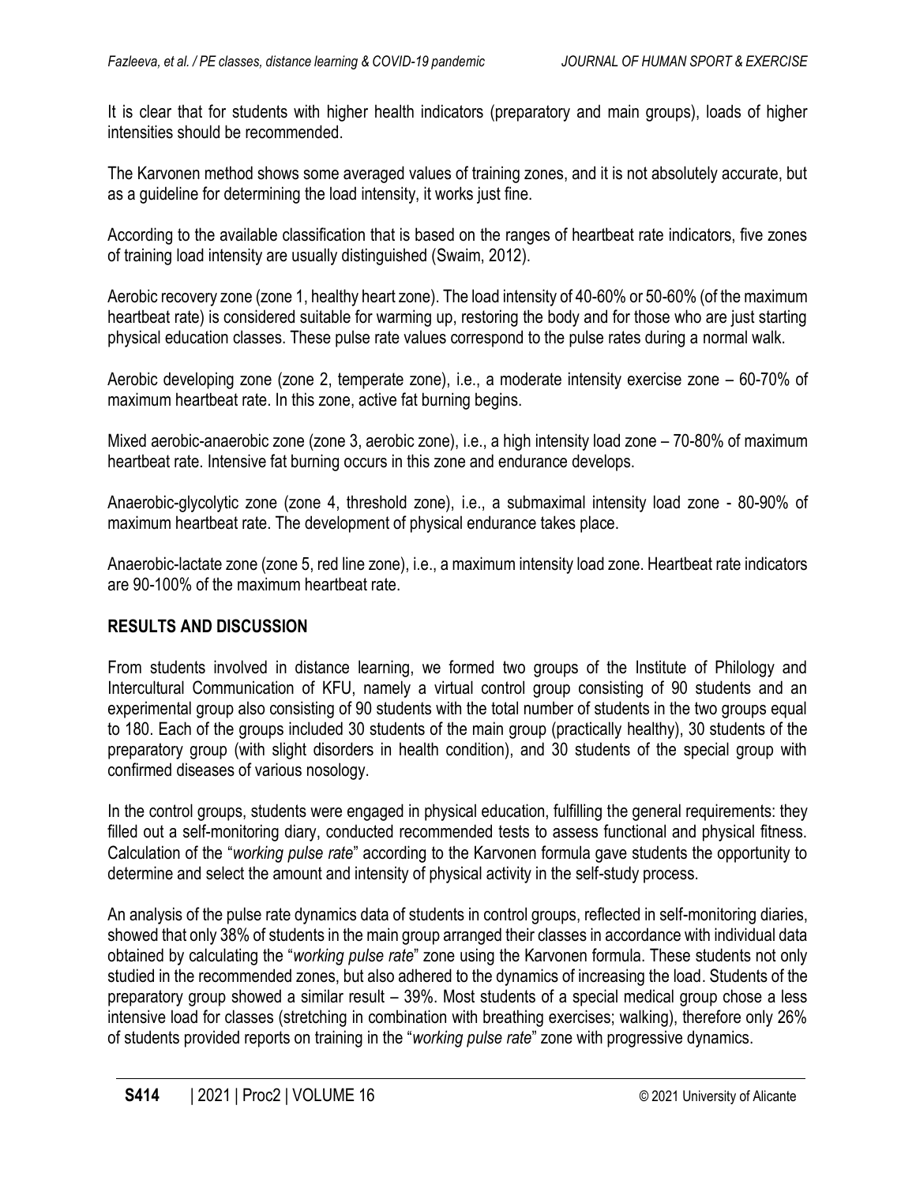It is clear that for students with higher health indicators (preparatory and main groups), loads of higher intensities should be recommended.

The Karvonen method shows some averaged values of training zones, and it is not absolutely accurate, but as a guideline for determining the load intensity, it works just fine.

According to the available classification that is based on the ranges of heartbeat rate indicators, five zones of training load intensity are usually distinguished (Swaim, 2012).

Aerobic recovery zone (zone 1, healthy heart zone). The load intensity of 40-60% or 50-60% (of the maximum heartbeat rate) is considered suitable for warming up, restoring the body and for those who are just starting physical education classes. These pulse rate values correspond to the pulse rates during a normal walk.

Aerobic developing zone (zone 2, temperate zone), i.e., a moderate intensity exercise zone – 60-70% of maximum heartbeat rate. In this zone, active fat burning begins.

Mixed aerobic-anaerobic zone (zone 3, aerobic zone), i.e., a high intensity load zone – 70-80% of maximum heartbeat rate. Intensive fat burning occurs in this zone and endurance develops.

Anaerobic-glycolytic zone (zone 4, threshold zone), i.e., a submaximal intensity load zone - 80-90% of maximum heartbeat rate. The development of physical endurance takes place.

Anaerobic-lactate zone (zone 5, red line zone), i.e., a maximum intensity load zone. Heartbeat rate indicators are 90-100% of the maximum heartbeat rate.

## RESULTS AND DISCUSSION

From students involved in distance learning, we formed two groups of the Institute of Philology and Intercultural Communication of KFU, namely a virtual control group consisting of 90 students and an experimental group also consisting of 90 students with the total number of students in the two groups equal to 180. Each of the groups included 30 students of the main group (practically healthy), 30 students of the preparatory group (with slight disorders in health condition), and 30 students of the special group with confirmed diseases of various nosology.

In the control groups, students were engaged in physical education, fulfilling the general requirements: they filled out a self-monitoring diary, conducted recommended tests to assess functional and physical fitness. Calculation of the "*working pulse rate*" according to the Karvonen formula gave students the opportunity to determine and select the amount and intensity of physical activity in the self-study process.

An analysis of the pulse rate dynamics data of students in control groups, reflected in self-monitoring diaries, showed that only 38% of students in the main group arranged their classes in accordance with individual data obtained by calculating the "*working pulse rate*" zone using the Karvonen formula. These students not only studied in the recommended zones, but also adhered to the dynamics of increasing the load. Students of the preparatory group showed a similar result – 39%. Most students of a special medical group chose a less intensive load for classes (stretching in combination with breathing exercises; walking), therefore only 26% of students provided reports on training in the "*working pulse rate*" zone with progressive dynamics.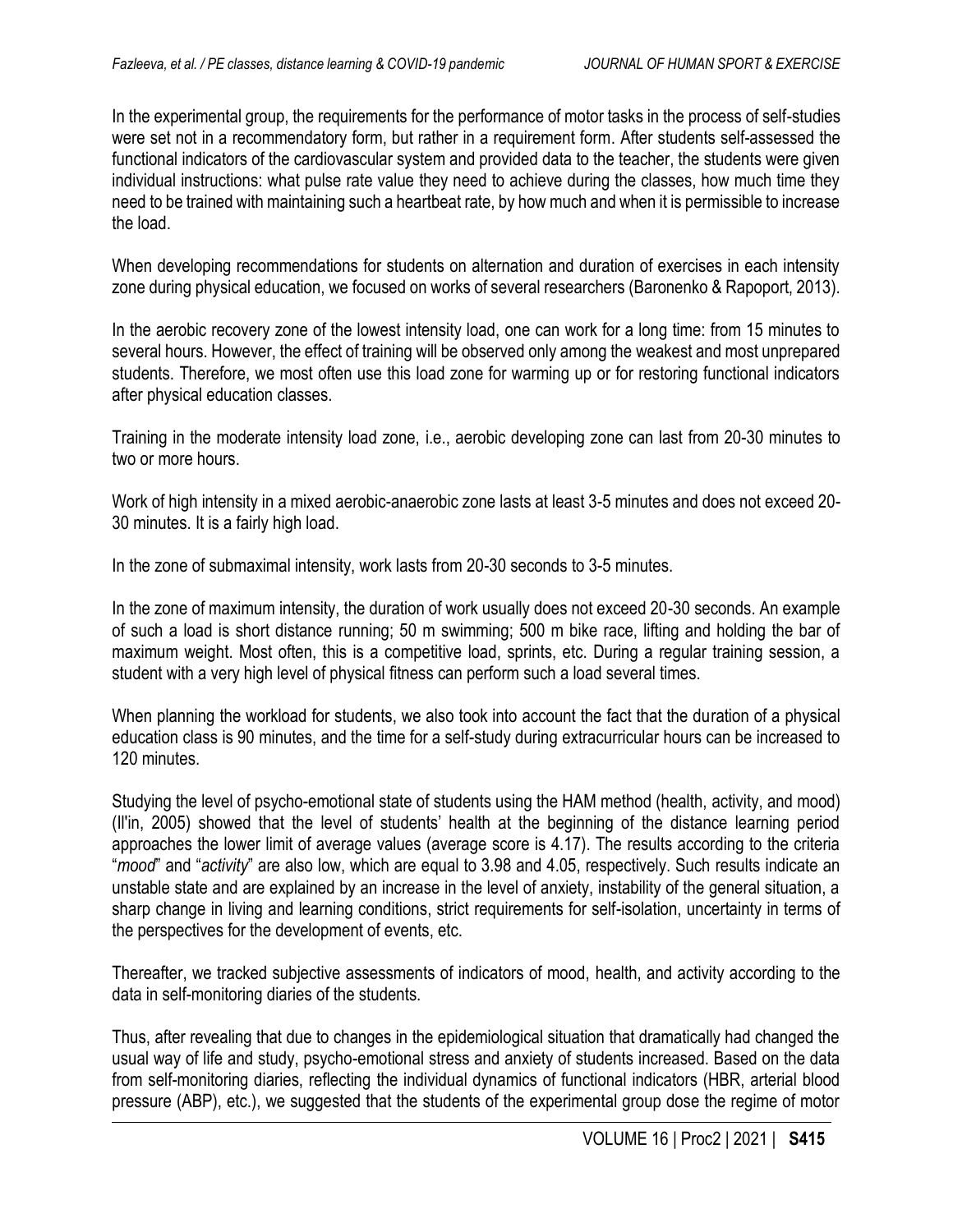In the experimental group, the requirements for the performance of motor tasks in the process of self-studies were set not in a recommendatory form, but rather in a requirement form. After students self-assessed the functional indicators of the cardiovascular system and provided data to the teacher, the students were given individual instructions: what pulse rate value they need to achieve during the classes, how much time they need to be trained with maintaining such a heartbeat rate, by how much and when it is permissible to increase the load.

When developing recommendations for students on alternation and duration of exercises in each intensity zone during physical education, we focused on works of several researchers (Baronenko & Rapoport, 2013).

In the aerobic recovery zone of the lowest intensity load, one can work for a long time: from 15 minutes to several hours. However, the effect of training will be observed only among the weakest and most unprepared students. Therefore, we most often use this load zone for warming up or for restoring functional indicators after physical education classes.

Training in the moderate intensity load zone, i.e., aerobic developing zone can last from 20-30 minutes to two or more hours.

Work of high intensity in a mixed aerobic-anaerobic zone lasts at least 3-5 minutes and does not exceed 20-30 minutes. It is a fairly high load.

In the zone of submaximal intensity, work lasts from 20-30 seconds to 3-5 minutes.

In the zone of maximum intensity, the duration of work usually does not exceed 20-30 seconds. An example of such a load is short distance running; 50 m swimming; 500 m bike race, lifting and holding the bar of maximum weight. Most often, this is a competitive load, sprints, etc. During a regular training session, a student with a very high level of physical fitness can perform such a load several times.

When planning the workload for students, we also took into account the fact that the duration of a physical education class is 90 minutes, and the time for a self-study during extracurricular hours can be increased to 120 minutes.

Studying the level of psycho-emotional state of students using the HAM method (health, activity, and mood) (Il'in, 2005) showed that the level of students' health at the beginning of the distance learning period approaches the lower limit of average values (average score is 4.17). The results according to the criteria "*mood*" and "*activity*" are also low, which are equal to 3.98 and 4.05, respectively. Such results indicate an unstable state and are explained by an increase in the level of anxiety, instability of the general situation, a sharp change in living and learning conditions, strict requirements for self-isolation, uncertainty in terms of the perspectives for the development of events, etc.

Thereafter, we tracked subjective assessments of indicators of mood, health, and activity according to the data in self-monitoring diaries of the students.

Thus, after revealing that due to changes in the epidemiological situation that dramatically had changed the usual way of life and study, psycho-emotional stress and anxiety of students increased. Based on the data from self-monitoring diaries, reflecting the individual dynamics of functional indicators (HBR, arterial blood pressure (ABP), etc.), we suggested that the students of the experimental group dose the regime of motor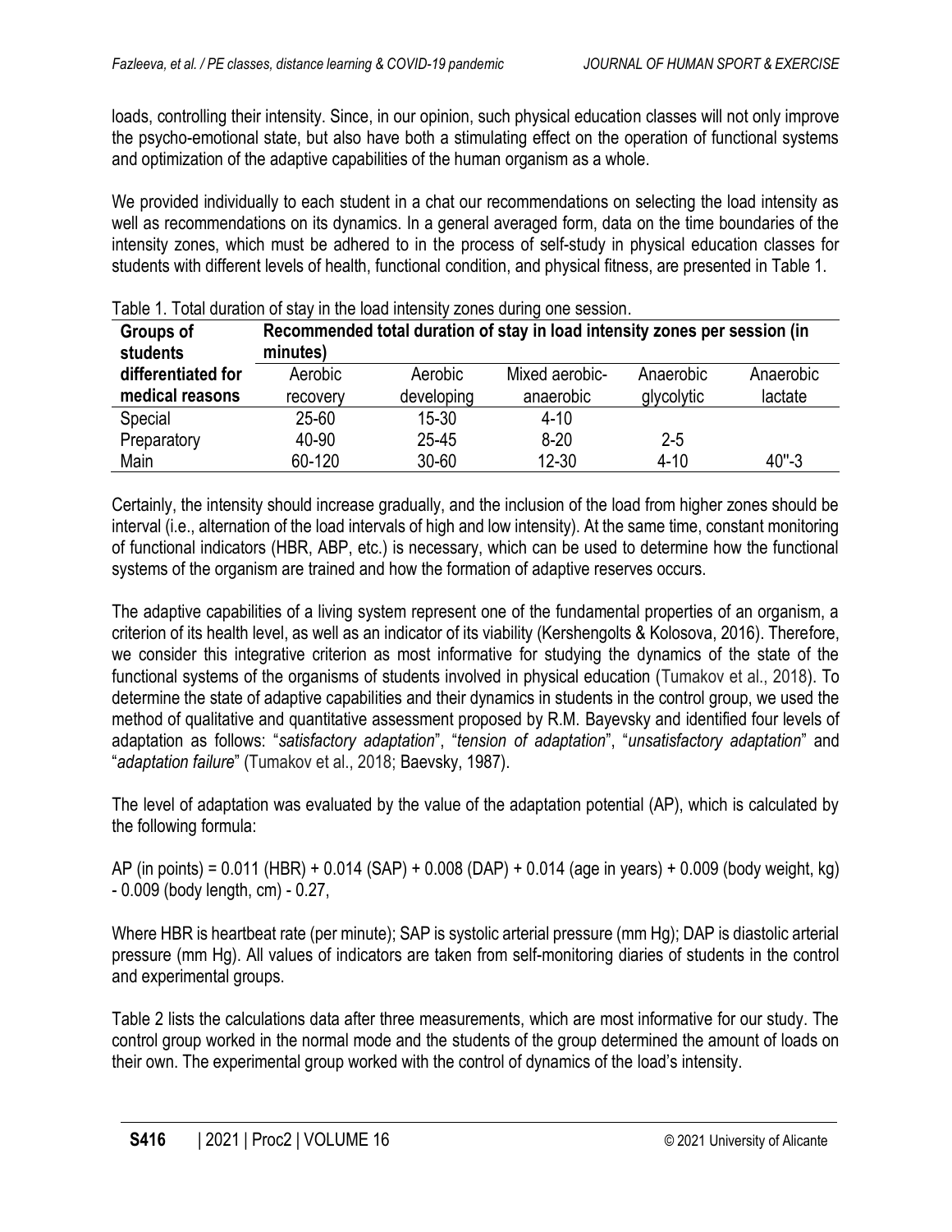loads, controlling their intensity. Since, in our opinion, such physical education classes will not only improve the psycho-emotional state, but also have both a stimulating effect on the operation of functional systems and optimization of the adaptive capabilities of the human organism as a whole.

We provided individually to each student in a chat our recommendations on selecting the load intensity as well as recommendations on its dynamics. In a general averaged form, data on the time boundaries of the intensity zones, which must be adhered to in the process of self-study in physical education classes for students with different levels of health, functional condition, and physical fitness, are presented in Table 1.

Table 1. Total duration of stay in the load intensity zones during one session.

| Groups of students differentiated for medical reasons | Recommended total duration of stay in load intensity zones per session (in minutes) | | | | |
|---|---|---|---|---|---|
| | Aerobic recovery | Aerobic developing | Mixed aerobic-anaerobic | Anaerobic glycolytic | Anaerobic lactate |
| Special | 25-60 | 15-30 | 4-10 | | |
| Preparatory | 40-90 | 25-45 | 8-20 | 2-5 | |
| Main | 60-120 | 30-60 | 12-30 | 4-10 | 40"-3 |

Certainly, the intensity should increase gradually, and the inclusion of the load from higher zones should be interval (i.e., alternation of the load intervals of high and low intensity). At the same time, constant monitoring of functional indicators (HBR, ABP, etc.) is necessary, which can be used to determine how the functional systems of the organism are trained and how the formation of adaptive reserves occurs.

The adaptive capabilities of a living system represent one of the fundamental properties of an organism, a criterion of its health level, as well as an indicator of its viability (Kershengolts & Kolosova, 2016). Therefore, we consider this integrative criterion as most informative for studying the dynamics of the state of the functional systems of the organisms of students involved in physical education (Tumakov et al., 2018). To determine the state of adaptive capabilities and their dynamics in students in the control group, we used the method of qualitative and quantitative assessment proposed by R.M. Bayevsky and identified four levels of adaptation as follows: "*satisfactory adaptation*", "*tension of adaptation*", "*unsatisfactory adaptation*" and "*adaptation failure*" (Tumakov et al., 2018; Baevsky, 1987).

The level of adaptation was evaluated by the value of the adaptation potential (AP), which is calculated by the following formula:

AP (in points) = 0.011 (HBR) + 0.014 (SAP) + 0.008 (DAP) + 0.014 (age in years) + 0.009 (body weight, kg) - 0.009 (body length, cm) - 0.27,

Where HBR is heartbeat rate (per minute); SAP is systolic arterial pressure (mm Hg); DAP is diastolic arterial pressure (mm Hg). All values of indicators are taken from self-monitoring diaries of students in the control and experimental groups.

Table 2 lists the calculations data after three measurements, which are most informative for our study. The control group worked in the normal mode and the students of the group determined the amount of loads on their own. The experimental group worked with the control of dynamics of the load's intensity.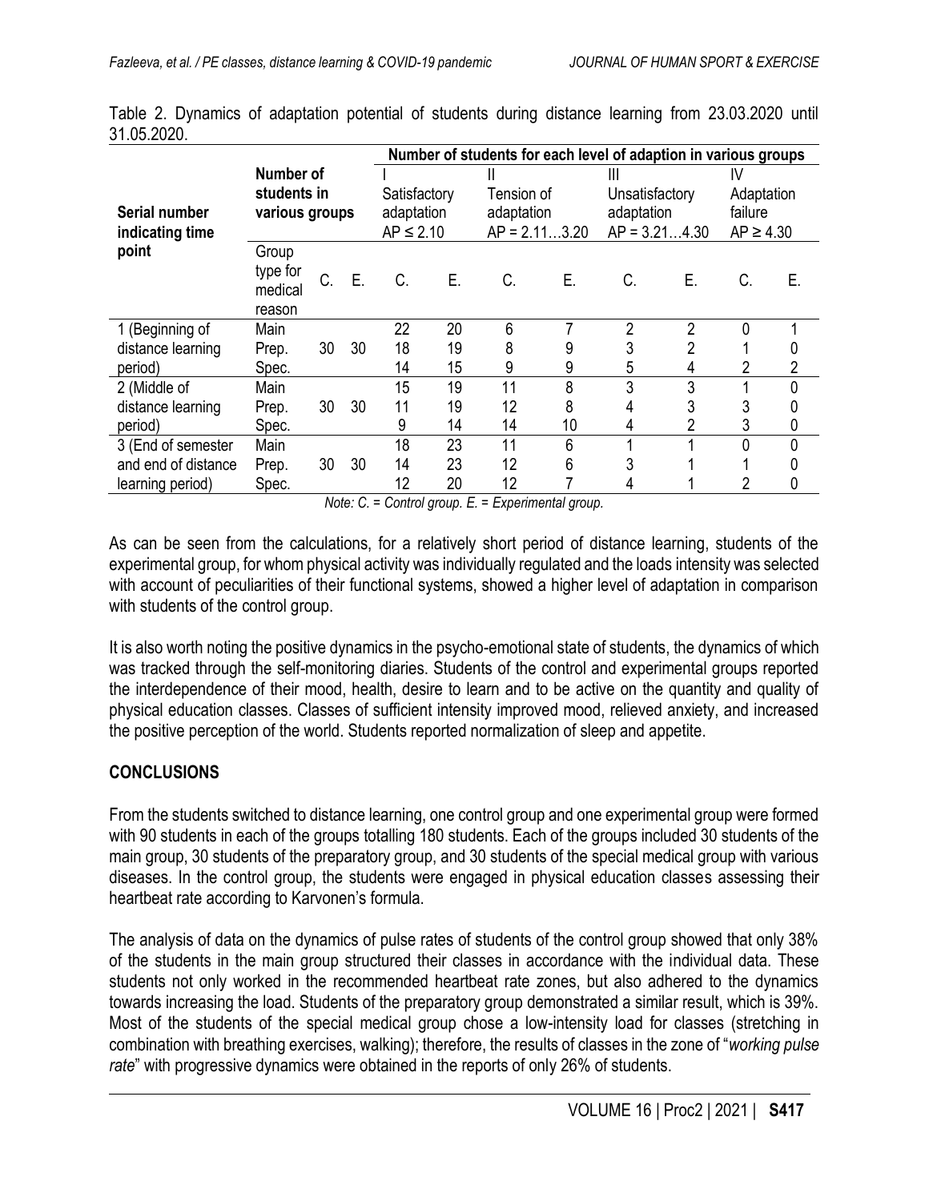Table 2. Dynamics of adaptation potential of students during distance learning from 23.03.2020 until 31.05.2020.

| Serial number indicating time point | Number of students in various groups | | | Number of students for each level of adaption in various groups | | | | | | | |
|---|---|---|---|---|---|---|---|---|---|---|---|
| | | | | I Satisfactory adaptation AP ≤ 2.10 | | II Tension of adaptation AP = 2.11…3.20 | | III Unsatisfactory adaptation AP = 3.21…4.30 | | IV Adaptation failure AP ≥ 4.30 | |
| | Group type for medical reason | C. | E. | C. | E. | C. | E. | C. | E. | C. | E. |
| 1 (Beginning of distance learning period) | Main | | | 22 | 20 | 6 | 7 | 2 | 2 | 0 | 1 |
| | Prep. | 30 | 30 | 18 | 19 | 8 | 9 | 3 | 2 | 1 | 0 |
| | Spec. | | | 14 | 15 | 9 | 9 | 5 | 4 | 2 | 2 |
| 2 (Middle of distance learning period) | Main | | | 15 | 19 | 11 | 8 | 3 | 3 | 1 | 0 |
| | Prep. | 30 | 30 | 11 | 19 | 12 | 8 | 4 | 3 | 3 | 0 |
| | Spec. | | | 9 | 14 | 14 | 10 | 4 | 2 | 3 | 0 |
| 3 (End of semester and end of distance learning period) | Main | | | 18 | 23 | 11 | 6 | 1 | 1 | 0 | 0 |
| | Prep. | 30 | 30 | 14 | 23 | 12 | 6 | 3 | 1 | 1 | 0 |
| | Spec. | | | 12 | 20 | 12 | 7 | 4 | 1 | 2 | 0 |

*Note: C. = Control group. E. = Experimental group.*

As can be seen from the calculations, for a relatively short period of distance learning, students of the experimental group, for whom physical activity was individually regulated and the loads intensity was selected with account of peculiarities of their functional systems, showed a higher level of adaptation in comparison with students of the control group.

It is also worth noting the positive dynamics in the psycho-emotional state of students, the dynamics of which was tracked through the self-monitoring diaries. Students of the control and experimental groups reported the interdependence of their mood, health, desire to learn and to be active on the quantity and quality of physical education classes. Classes of sufficient intensity improved mood, relieved anxiety, and increased the positive perception of the world. Students reported normalization of sleep and appetite.

## CONCLUSIONS

From the students switched to distance learning, one control group and one experimental group were formed with 90 students in each of the groups totalling 180 students. Each of the groups included 30 students of the main group, 30 students of the preparatory group, and 30 students of the special medical group with various diseases. In the control group, the students were engaged in physical education classes assessing their heartbeat rate according to Karvonen's formula.

The analysis of data on the dynamics of pulse rates of students of the control group showed that only 38% of the students in the main group structured their classes in accordance with the individual data. These students not only worked in the recommended heartbeat rate zones, but also adhered to the dynamics towards increasing the load. Students of the preparatory group demonstrated a similar result, which is 39%. Most of the students of the special medical group chose a low-intensity load for classes (stretching in combination with breathing exercises, walking); therefore, the results of classes in the zone of "*working pulse rate*" with progressive dynamics were obtained in the reports of only 26% of students.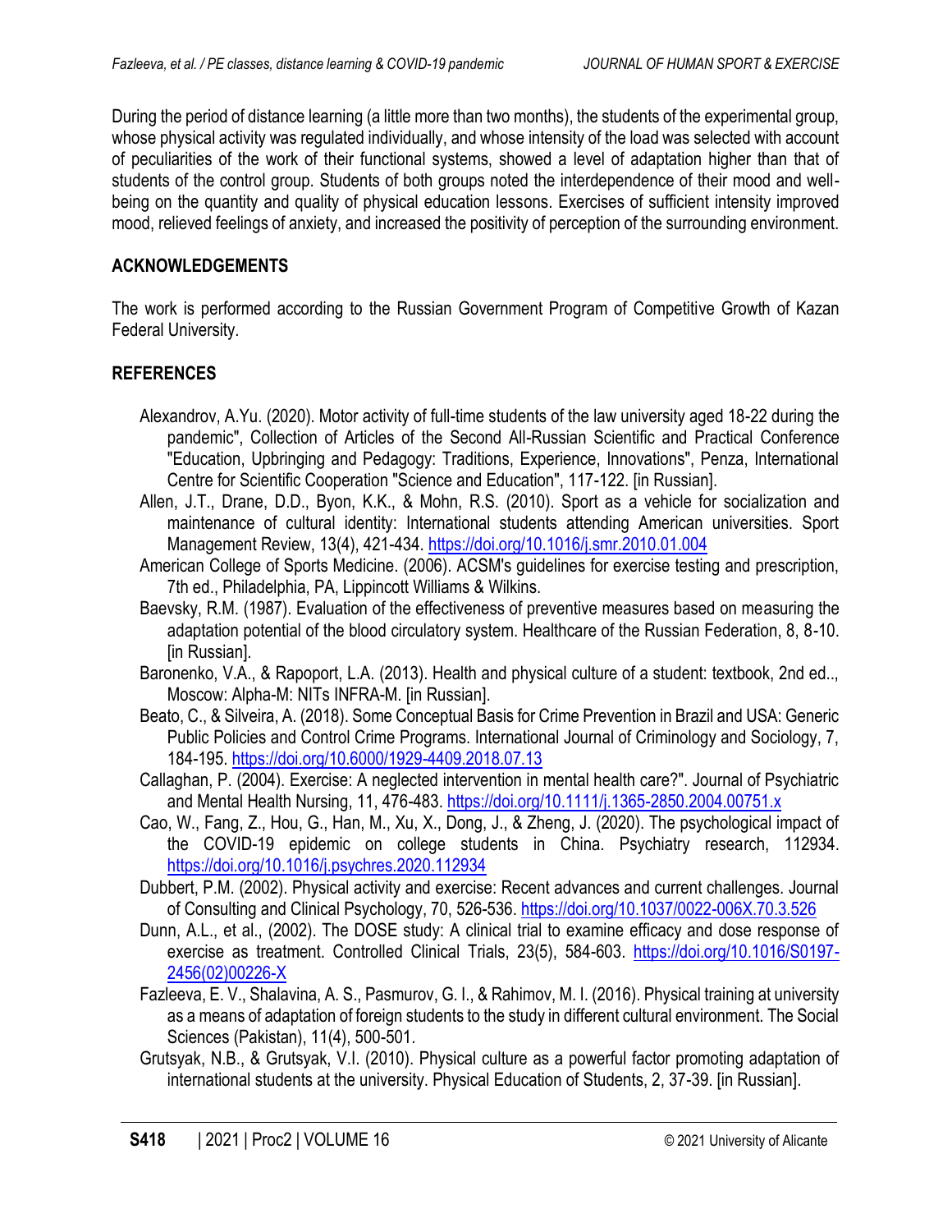During the period of distance learning (a little more than two months), the students of the experimental group, whose physical activity was regulated individually, and whose intensity of the load was selected with account of peculiarities of the work of their functional systems, showed a level of adaptation higher than that of students of the control group. Students of both groups noted the interdependence of their mood and well-being on the quantity and quality of physical education lessons. Exercises of sufficient intensity improved mood, relieved feelings of anxiety, and increased the positivity of perception of the surrounding environment.

## ACKNOWLEDGEMENTS

The work is performed according to the Russian Government Program of Competitive Growth of Kazan Federal University.

## REFERENCES

Alexandrov, A.Yu. (2020). Motor activity of full-time students of the law university aged 18-22 during the pandemic", Collection of Articles of the Second All-Russian Scientific and Practical Conference "Education, Upbringing and Pedagogy: Traditions, Experience, Innovations", Penza, International Centre for Scientific Cooperation "Science and Education", 117-122. [in Russian].

Allen, J.T., Drane, D.D., Byon, K.K., & Mohn, R.S. (2010). Sport as a vehicle for socialization and maintenance of cultural identity: International students attending American universities. Sport Management Review, 13(4), 421-434. https://doi.org/10.1016/j.smr.2010.01.004

American College of Sports Medicine. (2006). ACSM's guidelines for exercise testing and prescription, 7th ed., Philadelphia, PA, Lippincott Williams & Wilkins.

Baevsky, R.M. (1987). Evaluation of the effectiveness of preventive measures based on measuring the adaptation potential of the blood circulatory system. Healthcare of the Russian Federation, 8, 8-10. [in Russian].

Baronenko, V.A., & Rapoport, L.A. (2013). Health and physical culture of a student: textbook, 2nd ed.., Moscow: Alpha-M: NITs INFRA-M. [in Russian].

Beato, C., & Silveira, A. (2018). Some Conceptual Basis for Crime Prevention in Brazil and USA: Generic Public Policies and Control Crime Programs. International Journal of Criminology and Sociology, 7, 184-195. https://doi.org/10.6000/1929-4409.2018.07.13

Callaghan, P. (2004). Exercise: A neglected intervention in mental health care?". Journal of Psychiatric and Mental Health Nursing, 11, 476-483. https://doi.org/10.1111/j.1365-2850.2004.00751.x

Cao, W., Fang, Z., Hou, G., Han, M., Xu, X., Dong, J., & Zheng, J. (2020). The psychological impact of the COVID-19 epidemic on college students in China. Psychiatry research, 112934. https://doi.org/10.1016/j.psychres.2020.112934

Dubbert, P.M. (2002). Physical activity and exercise: Recent advances and current challenges. Journal of Consulting and Clinical Psychology, 70, 526-536. https://doi.org/10.1037/0022-006X.70.3.526

Dunn, A.L., et al., (2002). The DOSE study: A clinical trial to examine efficacy and dose response of exercise as treatment. Controlled Clinical Trials, 23(5), 584-603. https://doi.org/10.1016/S0197-2456(02)00226-X

Fazleeva, E. V., Shalavina, A. S., Pasmurov, G. I., & Rahimov, M. I. (2016). Physical training at university as a means of adaptation of foreign students to the study in different cultural environment. The Social Sciences (Pakistan), 11(4), 500-501.

Grutsyak, N.B., & Grutsyak, V.I. (2010). Physical culture as a powerful factor promoting adaptation of international students at the university. Physical Education of Students, 2, 37-39. [in Russian].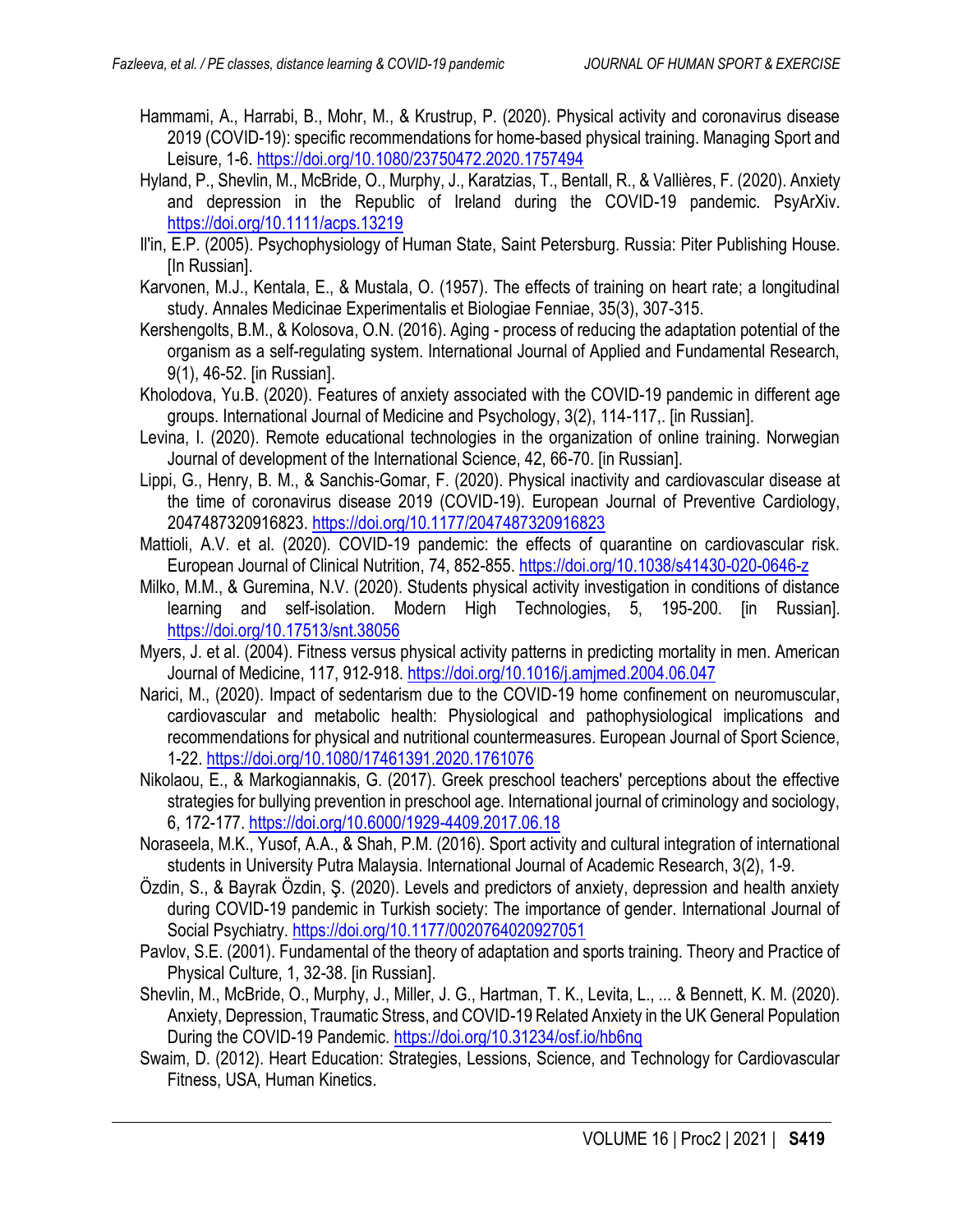Hammami, A., Harrabi, B., Mohr, M., & Krustrup, P. (2020). Physical activity and coronavirus disease 2019 (COVID-19): specific recommendations for home-based physical training. Managing Sport and Leisure, 1-6. https://doi.org/10.1080/23750472.2020.1757494

Hyland, P., Shevlin, M., McBride, O., Murphy, J., Karatzias, T., Bentall, R., & Vallières, F. (2020). Anxiety and depression in the Republic of Ireland during the COVID-19 pandemic. PsyArXiv. https://doi.org/10.1111/acps.13219

Il'in, E.P. (2005). Psychophysiology of Human State, Saint Petersburg. Russia: Piter Publishing House. [In Russian].

Karvonen, M.J., Kentala, E., & Mustala, O. (1957). The effects of training on heart rate; a longitudinal study. Annales Medicinae Experimentalis et Biologiae Fenniae, 35(3), 307-315.

Kershengolts, B.M., & Kolosova, O.N. (2016). Aging - process of reducing the adaptation potential of the organism as a self-regulating system. International Journal of Applied and Fundamental Research, 9(1), 46-52. [in Russian].

Kholodova, Yu.B. (2020). Features of anxiety associated with the COVID-19 pandemic in different age groups. International Journal of Medicine and Psychology, 3(2), 114-117,. [in Russian].

Levina, I. (2020). Remote educational technologies in the organization of online training. Norwegian Journal of development of the International Science, 42, 66-70. [in Russian].

Lippi, G., Henry, B. M., & Sanchis-Gomar, F. (2020). Physical inactivity and cardiovascular disease at the time of coronavirus disease 2019 (COVID-19). European Journal of Preventive Cardiology, 2047487320916823. https://doi.org/10.1177/2047487320916823

Mattioli, A.V. et al. (2020). COVID-19 pandemic: the effects of quarantine on cardiovascular risk. European Journal of Clinical Nutrition, 74, 852-855. https://doi.org/10.1038/s41430-020-0646-z

Milko, M.M., & Guremina, N.V. (2020). Students physical activity investigation in conditions of distance learning and self-isolation. Modern High Technologies, 5, 195-200. [in Russian]. https://doi.org/10.17513/snt.38056

Myers, J. et al. (2004). Fitness versus physical activity patterns in predicting mortality in men. American Journal of Medicine, 117, 912-918. https://doi.org/10.1016/j.amjmed.2004.06.047

Narici, M., (2020). Impact of sedentarism due to the COVID-19 home confinement on neuromuscular, cardiovascular and metabolic health: Physiological and pathophysiological implications and recommendations for physical and nutritional countermeasures. European Journal of Sport Science, 1-22. https://doi.org/10.1080/17461391.2020.1761076

Nikolaou, E., & Markogiannakis, G. (2017). Greek preschool teachers' perceptions about the effective strategies for bullying prevention in preschool age. International journal of criminology and sociology, 6, 172-177. https://doi.org/10.6000/1929-4409.2017.06.18

Noraseela, M.K., Yusof, A.A., & Shah, P.M. (2016). Sport activity and cultural integration of international students in University Putra Malaysia. International Journal of Academic Research, 3(2), 1-9.

Özdin, S., & Bayrak Özdin, Ş. (2020). Levels and predictors of anxiety, depression and health anxiety during COVID-19 pandemic in Turkish society: The importance of gender. International Journal of Social Psychiatry. https://doi.org/10.1177/0020764020927051

Pavlov, S.E. (2001). Fundamental of the theory of adaptation and sports training. Theory and Practice of Physical Culture, 1, 32-38. [in Russian].

Shevlin, M., McBride, O., Murphy, J., Miller, J. G., Hartman, T. K., Levita, L., ... & Bennett, K. M. (2020). Anxiety, Depression, Traumatic Stress, and COVID-19 Related Anxiety in the UK General Population During the COVID-19 Pandemic. https://doi.org/10.31234/osf.io/hb6nq

Swaim, D. (2012). Heart Education: Strategies, Lessions, Science, and Technology for Cardiovascular Fitness, USA, Human Kinetics.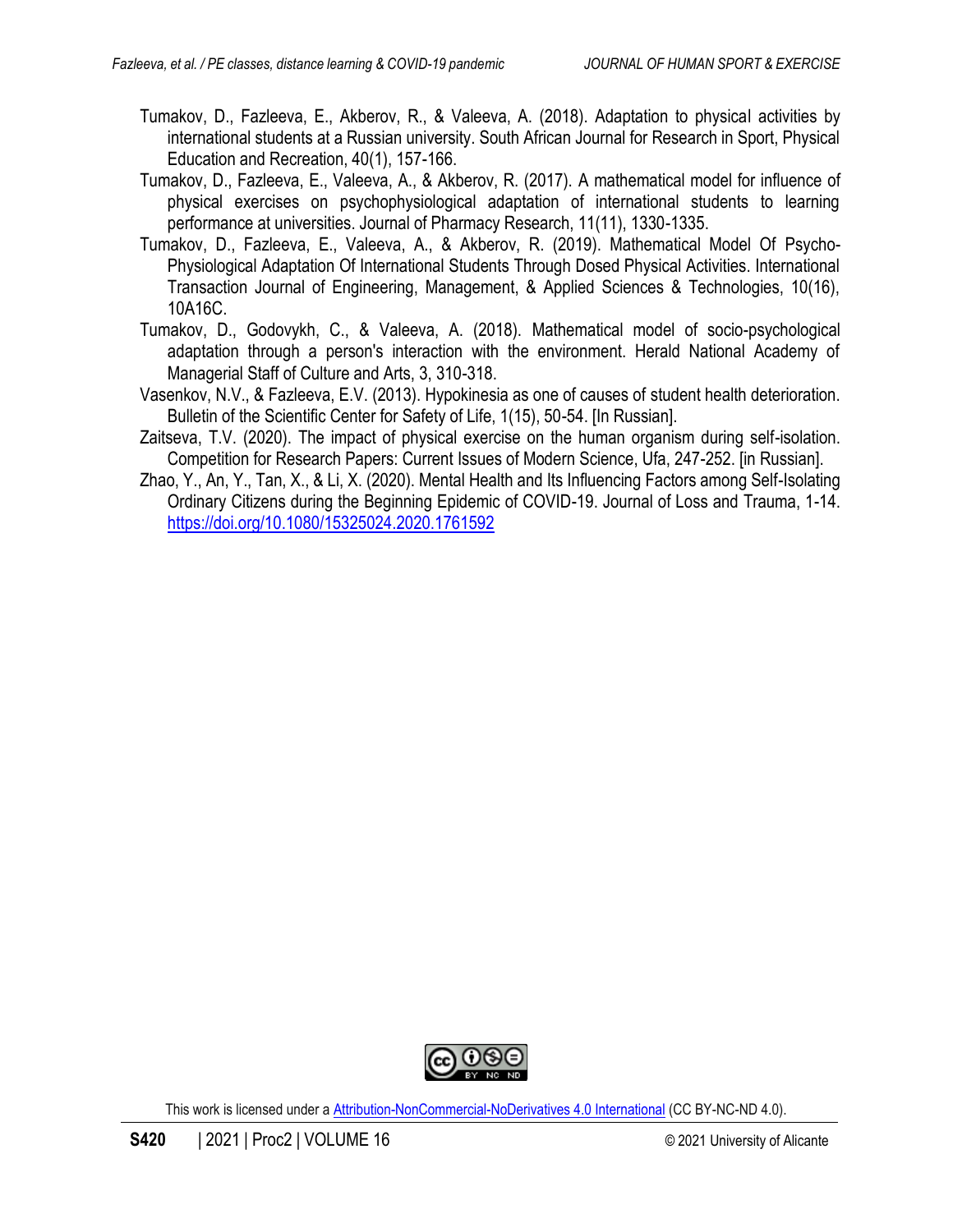Tumakov, D., Fazleeva, E., Akberov, R., & Valeeva, A. (2018). Adaptation to physical activities by international students at a Russian university. South African Journal for Research in Sport, Physical Education and Recreation, 40(1), 157-166.

Tumakov, D., Fazleeva, E., Valeeva, A., & Akberov, R. (2017). A mathematical model for influence of physical exercises on psychophysiological adaptation of international students to learning performance at universities. Journal of Pharmacy Research, 11(11), 1330-1335.

Tumakov, D., Fazleeva, E., Valeeva, A., & Akberov, R. (2019). Mathematical Model Of Psycho-Physiological Adaptation Of International Students Through Dosed Physical Activities. International Transaction Journal of Engineering, Management, & Applied Sciences & Technologies, 10(16), 10A16C.

Tumakov, D., Godovykh, C., & Valeeva, A. (2018). Mathematical model of socio-psychological adaptation through a person's interaction with the environment. Herald National Academy of Managerial Staff of Culture and Arts, 3, 310-318.

Vasenkov, N.V., & Fazleeva, E.V. (2013). Hypokinesia as one of causes of student health deterioration. Bulletin of the Scientific Center for Safety of Life, 1(15), 50-54. [In Russian].

Zaitseva, T.V. (2020). The impact of physical exercise on the human organism during self-isolation. Competition for Research Papers: Current Issues of Modern Science, Ufa, 247-252. [in Russian].

Zhao, Y., An, Y., Tan, X., & Li, X. (2020). Mental Health and Its Influencing Factors among Self-Isolating Ordinary Citizens during the Beginning Epidemic of COVID-19. Journal of Loss and Trauma, 1-14. https://doi.org/10.1080/15325024.2020.1761592

This work is licensed under a Attribution-NonCommercial-NoDerivatives 4.0 International (CC BY-NC-ND 4.0).